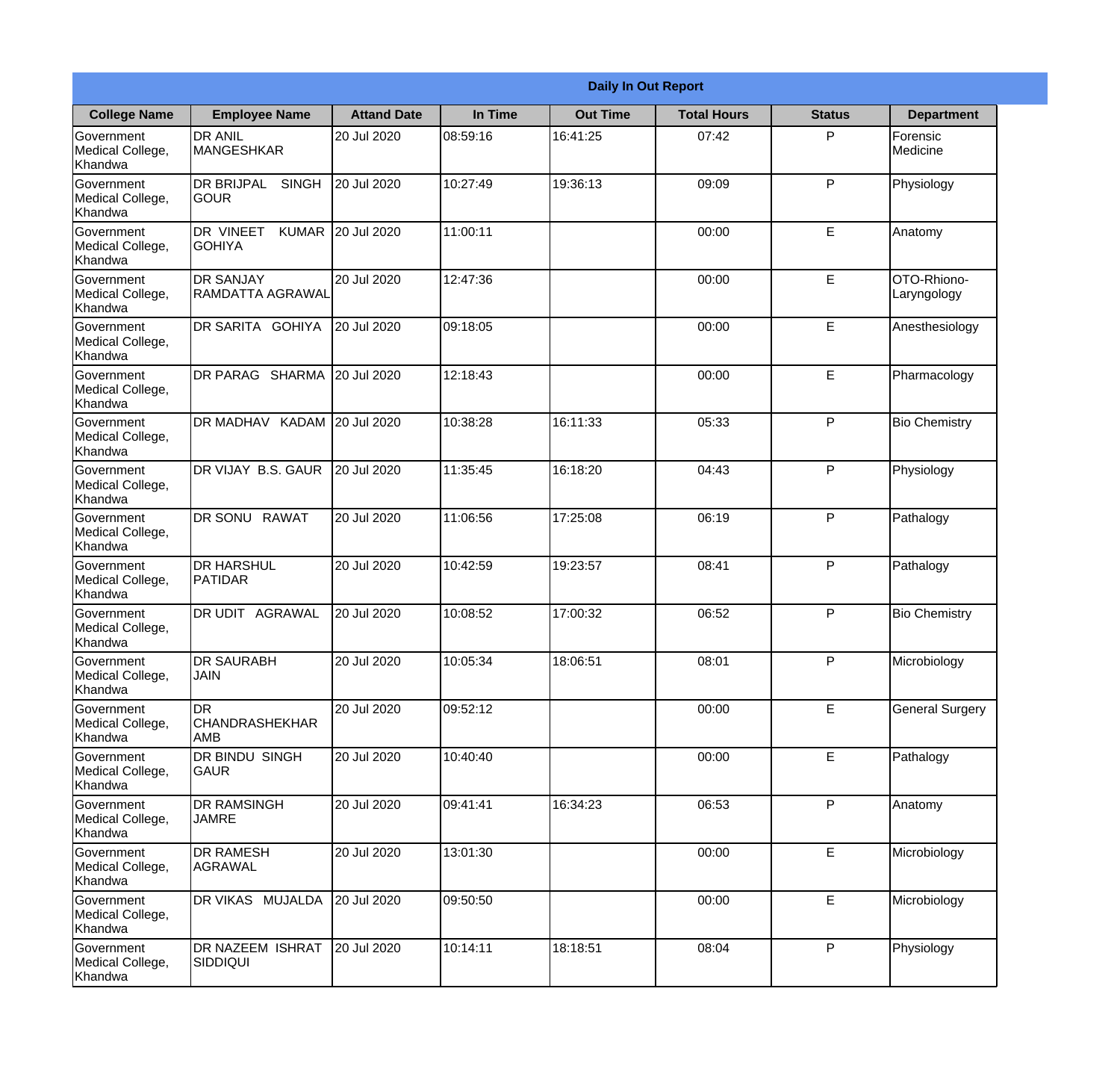| Daily In Out Report | | | | | | | |
|---|---|---|---|---|---|---|---|
| **College Name** | **Employee Name** | **Attand Date** | **In Time** | **Out Time** | **Total Hours** | **Status** | **Department** |
| Government Medical College, Khandwa | DR ANIL MANGESHKAR | 20 Jul 2020 | 08:59:16 | 16:41:25 | 07:42 | P | Forensic Medicine |
| Government Medical College, Khandwa | DR BRIJPAL SINGH GOUR | 20 Jul 2020 | 10:27:49 | 19:36:13 | 09:09 | P | Physiology |
| Government Medical College, Khandwa | DR VINEET KUMAR GOHIYA | 20 Jul 2020 | 11:00:11 | | 00:00 | E | Anatomy |
| Government Medical College, Khandwa | DR SANJAY RAMDATTA AGRAWAL | 20 Jul 2020 | 12:47:36 | | 00:00 | E | OTO-Rhiono-Laryngology |
| Government Medical College, Khandwa | DR SARITA GOHIYA | 20 Jul 2020 | 09:18:05 | | 00:00 | E | Anesthesiology |
| Government Medical College, Khandwa | DR PARAG SHARMA | 20 Jul 2020 | 12:18:43 | | 00:00 | E | Pharmacology |
| Government Medical College, Khandwa | DR MADHAV KADAM | 20 Jul 2020 | 10:38:28 | 16:11:33 | 05:33 | P | Bio Chemistry |
| Government Medical College, Khandwa | DR VIJAY B.S. GAUR | 20 Jul 2020 | 11:35:45 | 16:18:20 | 04:43 | P | Physiology |
| Government Medical College, Khandwa | DR SONU RAWAT | 20 Jul 2020 | 11:06:56 | 17:25:08 | 06:19 | P | Pathalogy |
| Government Medical College, Khandwa | DR HARSHUL PATIDAR | 20 Jul 2020 | 10:42:59 | 19:23:57 | 08:41 | P | Pathalogy |
| Government Medical College, Khandwa | DR UDIT AGRAWAL | 20 Jul 2020 | 10:08:52 | 17:00:32 | 06:52 | P | Bio Chemistry |
| Government Medical College, Khandwa | DR SAURABH JAIN | 20 Jul 2020 | 10:05:34 | 18:06:51 | 08:01 | P | Microbiology |
| Government Medical College, Khandwa | DR CHANDRASHEKHAR AMB | 20 Jul 2020 | 09:52:12 | | 00:00 | E | General Surgery |
| Government Medical College, Khandwa | DR BINDU SINGH GAUR | 20 Jul 2020 | 10:40:40 | | 00:00 | E | Pathalogy |
| Government Medical College, Khandwa | DR RAMSINGH JAMRE | 20 Jul 2020 | 09:41:41 | 16:34:23 | 06:53 | P | Anatomy |
| Government Medical College, Khandwa | DR RAMESH AGRAWAL | 20 Jul 2020 | 13:01:30 | | 00:00 | E | Microbiology |
| Government Medical College, Khandwa | DR VIKAS MUJALDA | 20 Jul 2020 | 09:50:50 | | 00:00 | E | Microbiology |
| Government Medical College, Khandwa | DR NAZEEM ISHRAT SIDDIQUI | 20 Jul 2020 | 10:14:11 | 18:18:51 | 08:04 | P | Physiology |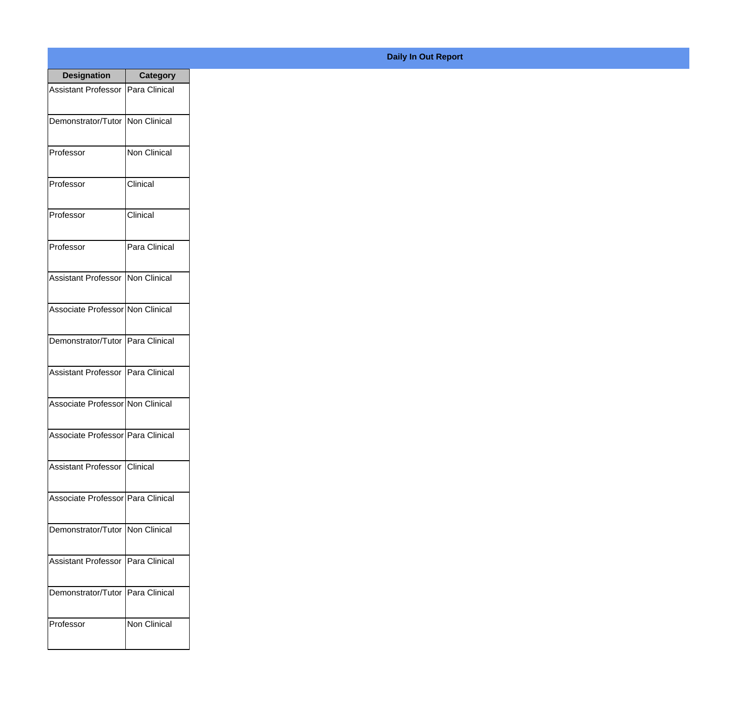**Daily In Out Report**

| Designation | Category |
|---|---|
| Assistant Professor | Para Clinical |
| Demonstrator/Tutor | Non Clinical |
| Professor | Non Clinical |
| Professor | Clinical |
| Professor | Clinical |
| Professor | Para Clinical |
| Assistant Professor | Non Clinical |
| Associate Professor | Non Clinical |
| Demonstrator/Tutor | Para Clinical |
| Assistant Professor | Para Clinical |
| Associate Professor | Non Clinical |
| Associate Professor | Para Clinical |
| Assistant Professor | Clinical |
| Associate Professor | Para Clinical |
| Demonstrator/Tutor | Non Clinical |
| Assistant Professor | Para Clinical |
| Demonstrator/Tutor | Para Clinical |
| Professor | Non Clinical |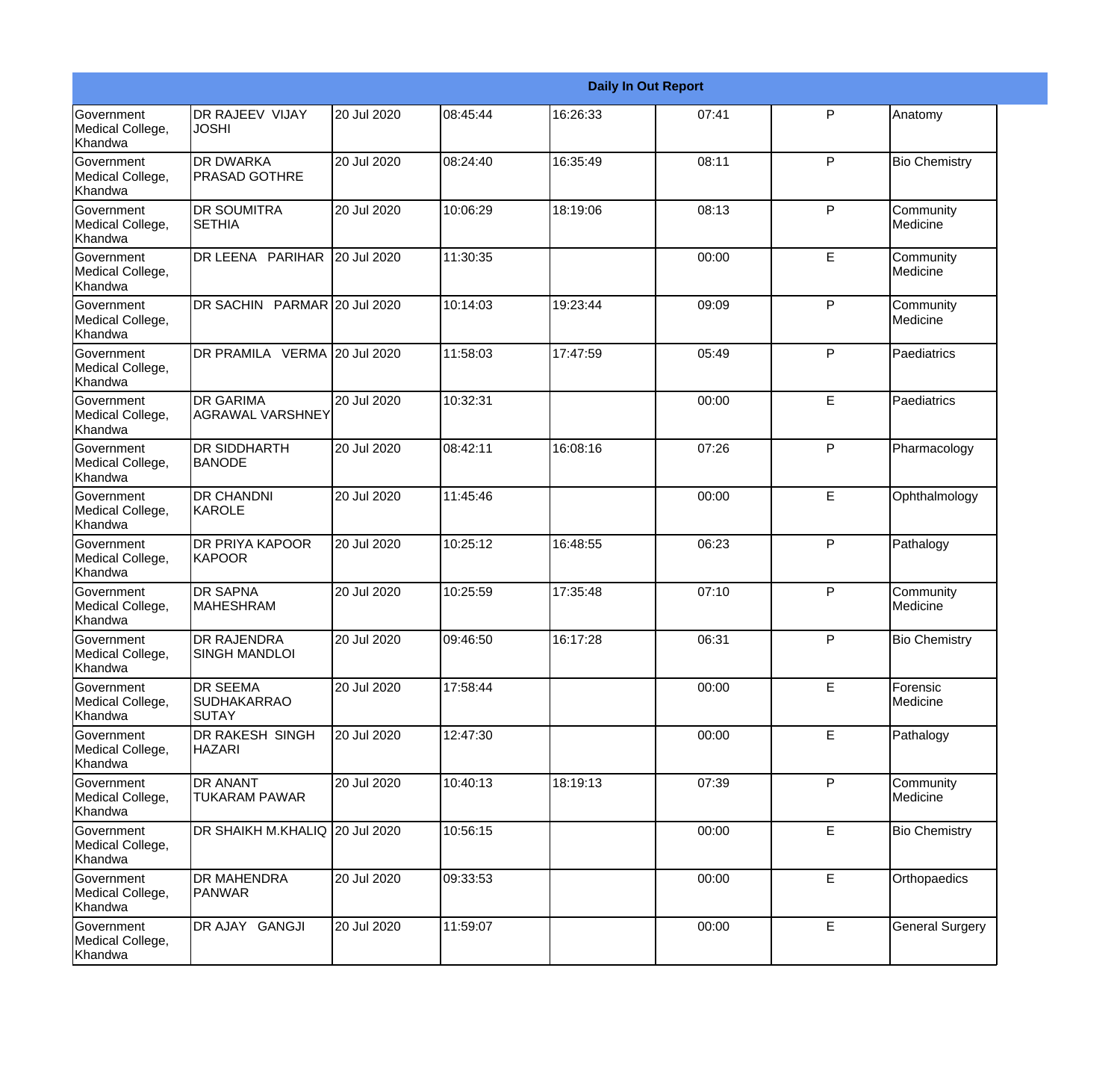| Daily In Out Report | | | | | | | |
|---|---|---|---|---|---|---|---|
| Government Medical College, Khandwa | DR RAJEEV VIJAY JOSHI | 20 Jul 2020 | 08:45:44 | 16:26:33 | 07:41 | P | Anatomy |
| Government Medical College, Khandwa | DR DWARKA PRASAD GOTHRE | 20 Jul 2020 | 08:24:40 | 16:35:49 | 08:11 | P | Bio Chemistry |
| Government Medical College, Khandwa | DR SOUMITRA SETHIA | 20 Jul 2020 | 10:06:29 | 18:19:06 | 08:13 | P | Community Medicine |
| Government Medical College, Khandwa | DR LEENA PARIHAR | 20 Jul 2020 | 11:30:35 | | 00:00 | E | Community Medicine |
| Government Medical College, Khandwa | DR SACHIN PARMAR | 20 Jul 2020 | 10:14:03 | 19:23:44 | 09:09 | P | Community Medicine |
| Government Medical College, Khandwa | DR PRAMILA VERMA | 20 Jul 2020 | 11:58:03 | 17:47:59 | 05:49 | P | Paediatrics |
| Government Medical College, Khandwa | DR GARIMA AGRAWAL VARSHNEY | 20 Jul 2020 | 10:32:31 | | 00:00 | E | Paediatrics |
| Government Medical College, Khandwa | DR SIDDHARTH BANODE | 20 Jul 2020 | 08:42:11 | 16:08:16 | 07:26 | P | Pharmacology |
| Government Medical College, Khandwa | DR CHANDNI KAROLE | 20 Jul 2020 | 11:45:46 | | 00:00 | E | Ophthalmology |
| Government Medical College, Khandwa | DR PRIYA KAPOOR KAPOOR | 20 Jul 2020 | 10:25:12 | 16:48:55 | 06:23 | P | Pathalogy |
| Government Medical College, Khandwa | DR SAPNA MAHESHRAM | 20 Jul 2020 | 10:25:59 | 17:35:48 | 07:10 | P | Community Medicine |
| Government Medical College, Khandwa | DR RAJENDRA SINGH MANDLOI | 20 Jul 2020 | 09:46:50 | 16:17:28 | 06:31 | P | Bio Chemistry |
| Government Medical College, Khandwa | DR SEEMA SUDHAKARRAO SUTAY | 20 Jul 2020 | 17:58:44 | | 00:00 | E | Forensic Medicine |
| Government Medical College, Khandwa | DR RAKESH SINGH HAZARI | 20 Jul 2020 | 12:47:30 | | 00:00 | E | Pathalogy |
| Government Medical College, Khandwa | DR ANANT TUKARAM PAWAR | 20 Jul 2020 | 10:40:13 | 18:19:13 | 07:39 | P | Community Medicine |
| Government Medical College, Khandwa | DR SHAIKH M.KHALIQ | 20 Jul 2020 | 10:56:15 | | 00:00 | E | Bio Chemistry |
| Government Medical College, Khandwa | DR MAHENDRA PANWAR | 20 Jul 2020 | 09:33:53 | | 00:00 | E | Orthopaedics |
| Government Medical College, Khandwa | DR AJAY GANGJI | 20 Jul 2020 | 11:59:07 | | 00:00 | E | General Surgery |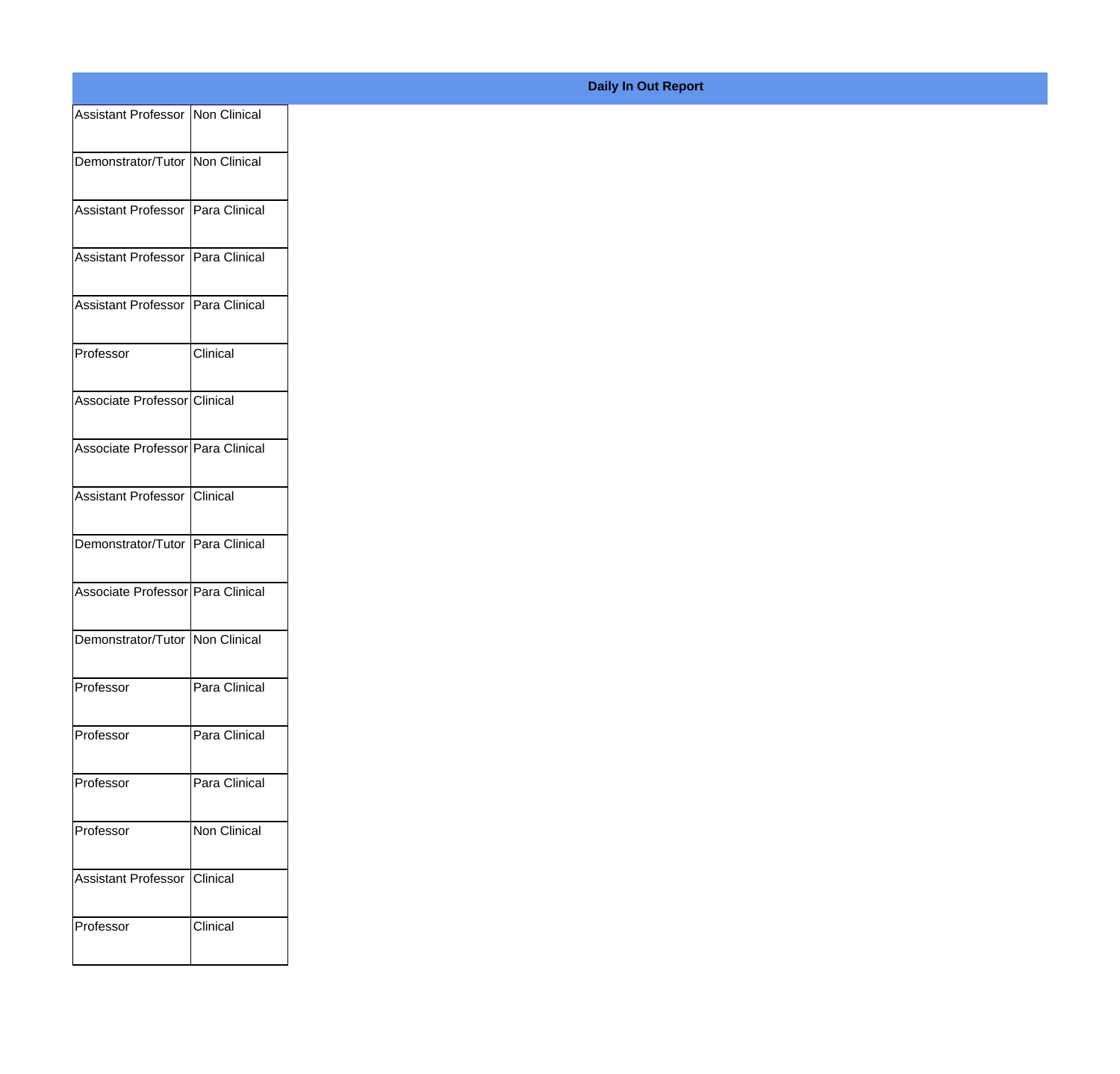**Daily In Out Report**

| | |
|---|---|
| Assistant Professor | Non Clinical |
| Demonstrator/Tutor | Non Clinical |
| Assistant Professor | Para Clinical |
| Assistant Professor | Para Clinical |
| Assistant Professor | Para Clinical |
| Professor | Clinical |
| Associate Professor | Clinical |
| Associate Professor | Para Clinical |
| Assistant Professor | Clinical |
| Demonstrator/Tutor | Para Clinical |
| Associate Professor | Para Clinical |
| Demonstrator/Tutor | Non Clinical |
| Professor | Para Clinical |
| Professor | Para Clinical |
| Professor | Para Clinical |
| Professor | Non Clinical |
| Assistant Professor | Clinical |
| Professor | Clinical |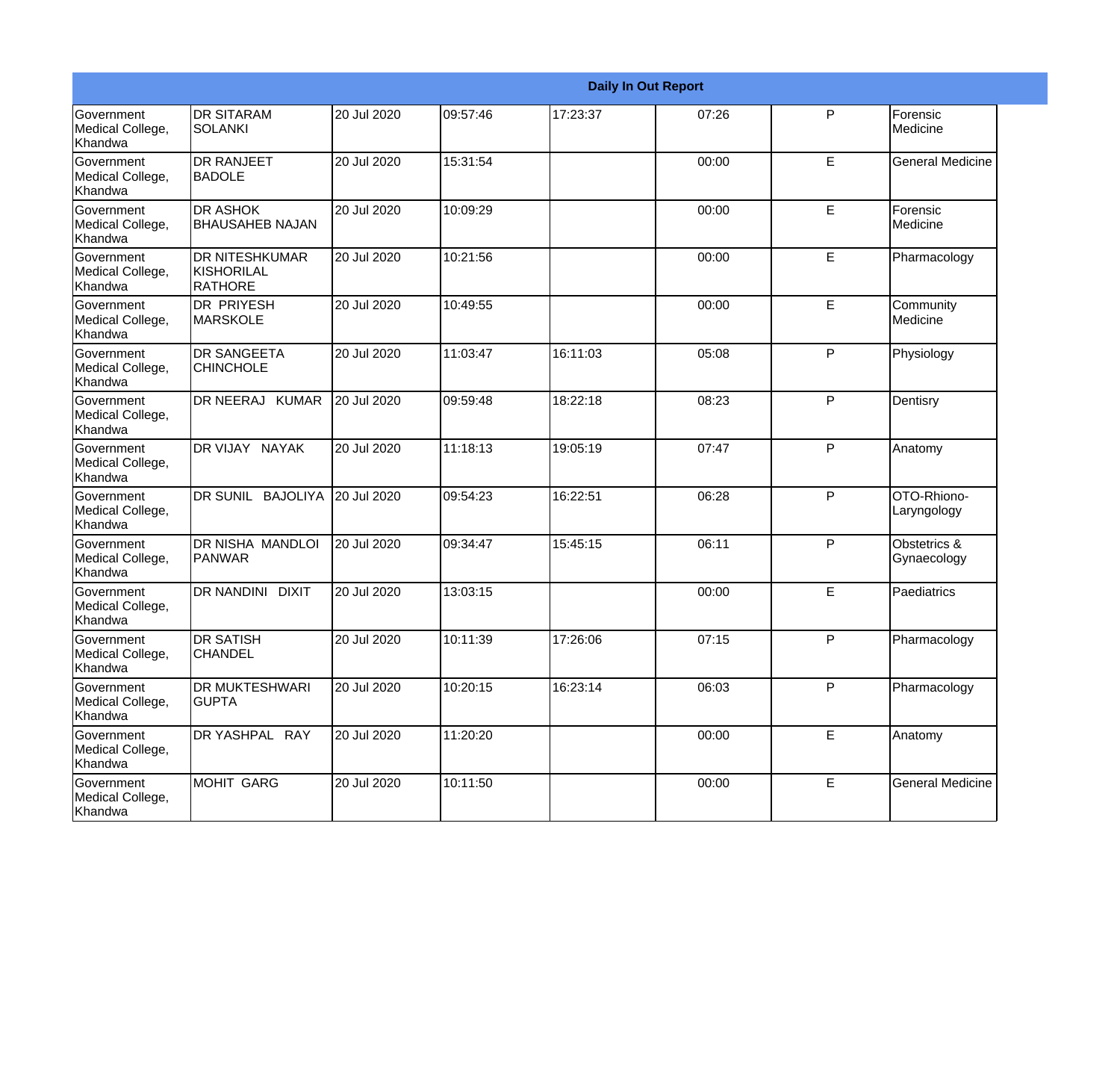| Daily In Out Report | | | | | | | |
|---|---|---|---|---|---|---|---|
| Government Medical College, Khandwa | DR SITARAM SOLANKI | 20 Jul 2020 | 09:57:46 | 17:23:37 | 07:26 | P | Forensic Medicine |
| Government Medical College, Khandwa | DR RANJEET BADOLE | 20 Jul 2020 | 15:31:54 | | 00:00 | E | General Medicine |
| Government Medical College, Khandwa | DR ASHOK BHAUSAHEB NAJAN | 20 Jul 2020 | 10:09:29 | | 00:00 | E | Forensic Medicine |
| Government Medical College, Khandwa | DR NITESHKUMAR KISHORILAL RATHORE | 20 Jul 2020 | 10:21:56 | | 00:00 | E | Pharmacology |
| Government Medical College, Khandwa | DR PRIYESH MARSKOLE | 20 Jul 2020 | 10:49:55 | | 00:00 | E | Community Medicine |
| Government Medical College, Khandwa | DR SANGEETA CHINCHOLE | 20 Jul 2020 | 11:03:47 | 16:11:03 | 05:08 | P | Physiology |
| Government Medical College, Khandwa | DR NEERAJ KUMAR | 20 Jul 2020 | 09:59:48 | 18:22:18 | 08:23 | P | Dentisry |
| Government Medical College, Khandwa | DR VIJAY NAYAK | 20 Jul 2020 | 11:18:13 | 19:05:19 | 07:47 | P | Anatomy |
| Government Medical College, Khandwa | DR SUNIL BAJOLIYA | 20 Jul 2020 | 09:54:23 | 16:22:51 | 06:28 | P | OTO-Rhiono-Laryngology |
| Government Medical College, Khandwa | DR NISHA MANDLOI PANWAR | 20 Jul 2020 | 09:34:47 | 15:45:15 | 06:11 | P | Obstetrics & Gynaecology |
| Government Medical College, Khandwa | DR NANDINI DIXIT | 20 Jul 2020 | 13:03:15 | | 00:00 | E | Paediatrics |
| Government Medical College, Khandwa | DR SATISH CHANDEL | 20 Jul 2020 | 10:11:39 | 17:26:06 | 07:15 | P | Pharmacology |
| Government Medical College, Khandwa | DR MUKTESHWARI GUPTA | 20 Jul 2020 | 10:20:15 | 16:23:14 | 06:03 | P | Pharmacology |
| Government Medical College, Khandwa | DR YASHPAL RAY | 20 Jul 2020 | 11:20:20 | | 00:00 | E | Anatomy |
| Government Medical College, Khandwa | MOHIT GARG | 20 Jul 2020 | 10:11:50 | | 00:00 | E | General Medicine |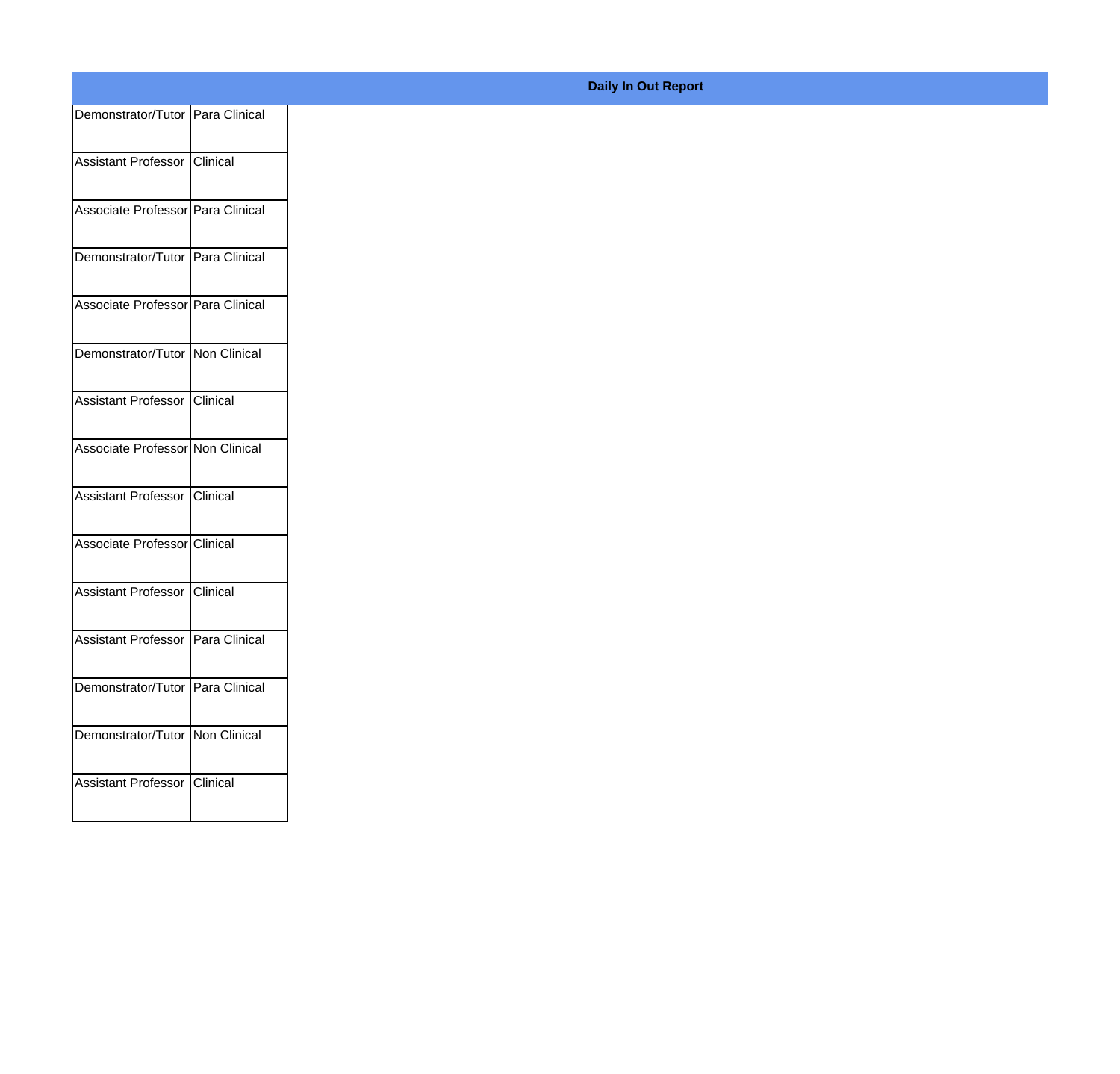**Daily In Out Report**

| | |
|---|---|
| Demonstrator/Tutor | Para Clinical |
| Assistant Professor | Clinical |
| Associate Professor | Para Clinical |
| Demonstrator/Tutor | Para Clinical |
| Associate Professor | Para Clinical |
| Demonstrator/Tutor | Non Clinical |
| Assistant Professor | Clinical |
| Associate Professor | Non Clinical |
| Assistant Professor | Clinical |
| Associate Professor | Clinical |
| Assistant Professor | Clinical |
| Assistant Professor | Para Clinical |
| Demonstrator/Tutor | Para Clinical |
| Demonstrator/Tutor | Non Clinical |
| Assistant Professor | Clinical |